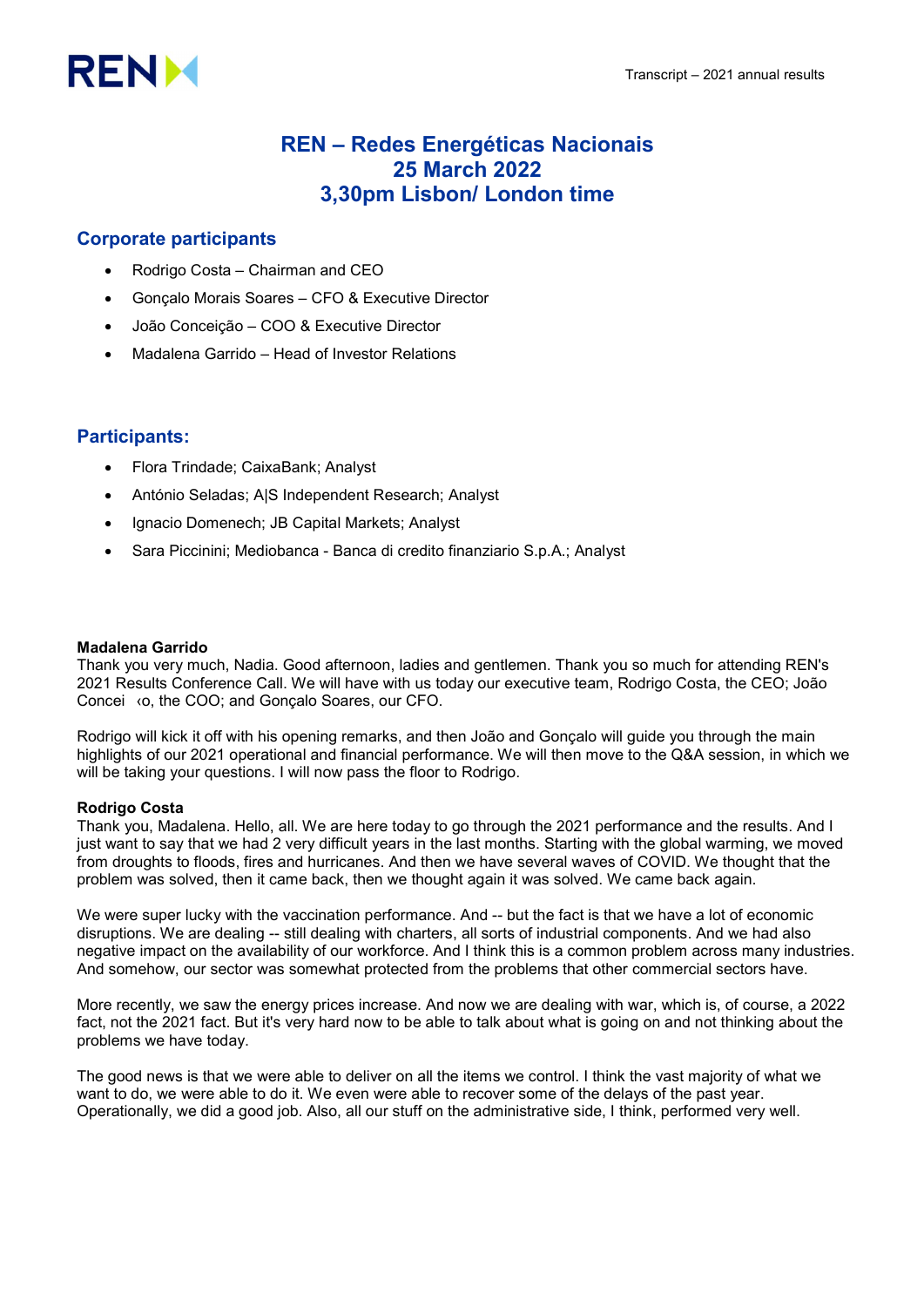# REN – Redes Energéticas Nacionais
# 25 March 2022
# 3,30pm Lisbon/ London time

## Corporate participants

- Rodrigo Costa – Chairman and CEO
- Gonçalo Morais Soares – CFO & Executive Director
- João Conceição – COO & Executive Director
- Madalena Garrido – Head of Investor Relations

## Participants:

- Flora Trindade; CaixaBank; Analyst
- António Seladas; A|S Independent Research; Analyst
- Ignacio Domenech; JB Capital Markets; Analyst
- Sara Piccinini; Mediobanca - Banca di credito finanziario S.p.A.; Analyst

**Madalena Garrido**
Thank you very much, Nadia. Good afternoon, ladies and gentlemen. Thank you so much for attending REN's 2021 Results Conference Call. We will have with us today our executive team, Rodrigo Costa, the CEO; João Concei ‹o, the COO; and Gonçalo Soares, our CFO.

Rodrigo will kick it off with his opening remarks, and then João and Gonçalo will guide you through the main highlights of our 2021 operational and financial performance. We will then move to the Q&A session, in which we will be taking your questions. I will now pass the floor to Rodrigo.

**Rodrigo Costa**
Thank you, Madalena. Hello, all. We are here today to go through the 2021 performance and the results. And I just want to say that we had 2 very difficult years in the last months. Starting with the global warming, we moved from droughts to floods, fires and hurricanes. And then we have several waves of COVID. We thought that the problem was solved, then it came back, then we thought again it was solved. We came back again.

We were super lucky with the vaccination performance. And -- but the fact is that we have a lot of economic disruptions. We are dealing -- still dealing with charters, all sorts of industrial components. And we had also negative impact on the availability of our workforce. And I think this is a common problem across many industries. And somehow, our sector was somewhat protected from the problems that other commercial sectors have.

More recently, we saw the energy prices increase. And now we are dealing with war, which is, of course, a 2022 fact, not the 2021 fact. But it's very hard now to be able to talk about what is going on and not thinking about the problems we have today.

The good news is that we were able to deliver on all the items we control. I think the vast majority of what we want to do, we were able to do it. We even were able to recover some of the delays of the past year. Operationally, we did a good job. Also, all our stuff on the administrative side, I think, performed very well.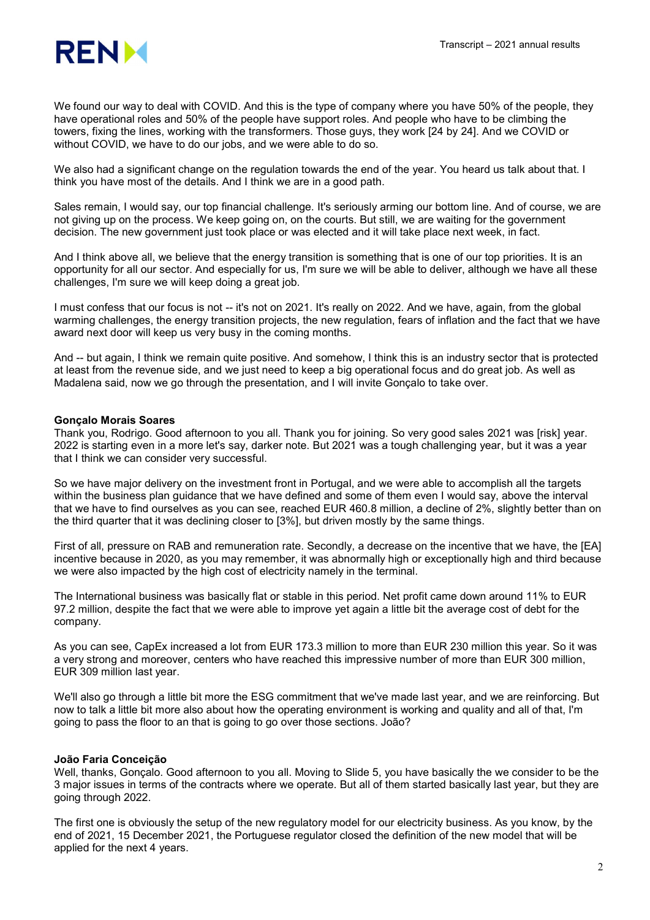We found our way to deal with COVID. And this is the type of company where you have 50% of the people, they have operational roles and 50% of the people have support roles. And people who have to be climbing the towers, fixing the lines, working with the transformers. Those guys, they work [24 by 24]. And we COVID or without COVID, we have to do our jobs, and we were able to do so.

We also had a significant change on the regulation towards the end of the year. You heard us talk about that. I think you have most of the details. And I think we are in a good path.

Sales remain, I would say, our top financial challenge. It's seriously arming our bottom line. And of course, we are not giving up on the process. We keep going on, on the courts. But still, we are waiting for the government decision. The new government just took place or was elected and it will take place next week, in fact.

And I think above all, we believe that the energy transition is something that is one of our top priorities. It is an opportunity for all our sector. And especially for us, I'm sure we will be able to deliver, although we have all these challenges, I'm sure we will keep doing a great job.

I must confess that our focus is not -- it's not on 2021. It's really on 2022. And we have, again, from the global warming challenges, the energy transition projects, the new regulation, fears of inflation and the fact that we have award next door will keep us very busy in the coming months.

And -- but again, I think we remain quite positive. And somehow, I think this is an industry sector that is protected at least from the revenue side, and we just need to keep a big operational focus and do great job. As well as Madalena said, now we go through the presentation, and I will invite Gonçalo to take over.

**Gonçalo Morais Soares**
Thank you, Rodrigo. Good afternoon to you all. Thank you for joining. So very good sales 2021 was [risk] year. 2022 is starting even in a more let's say, darker note. But 2021 was a tough challenging year, but it was a year that I think we can consider very successful.

So we have major delivery on the investment front in Portugal, and we were able to accomplish all the targets within the business plan guidance that we have defined and some of them even I would say, above the interval that we have to find ourselves as you can see, reached EUR 460.8 million, a decline of 2%, slightly better than on the third quarter that it was declining closer to [3%], but driven mostly by the same things.

First of all, pressure on RAB and remuneration rate. Secondly, a decrease on the incentive that we have, the [EA] incentive because in 2020, as you may remember, it was abnormally high or exceptionally high and third because we were also impacted by the high cost of electricity namely in the terminal.

The International business was basically flat or stable in this period. Net profit came down around 11% to EUR 97.2 million, despite the fact that we were able to improve yet again a little bit the average cost of debt for the company.

As you can see, CapEx increased a lot from EUR 173.3 million to more than EUR 230 million this year. So it was a very strong and moreover, centers who have reached this impressive number of more than EUR 300 million, EUR 309 million last year.

We'll also go through a little bit more the ESG commitment that we've made last year, and we are reinforcing. But now to talk a little bit more also about how the operating environment is working and quality and all of that, I'm going to pass the floor to an that is going to go over those sections. João?

**João Faria Conceição**
Well, thanks, Gonçalo. Good afternoon to you all. Moving to Slide 5, you have basically the we consider to be the 3 major issues in terms of the contracts where we operate. But all of them started basically last year, but they are going through 2022.

The first one is obviously the setup of the new regulatory model for our electricity business. As you know, by the end of 2021, 15 December 2021, the Portuguese regulator closed the definition of the new model that will be applied for the next 4 years.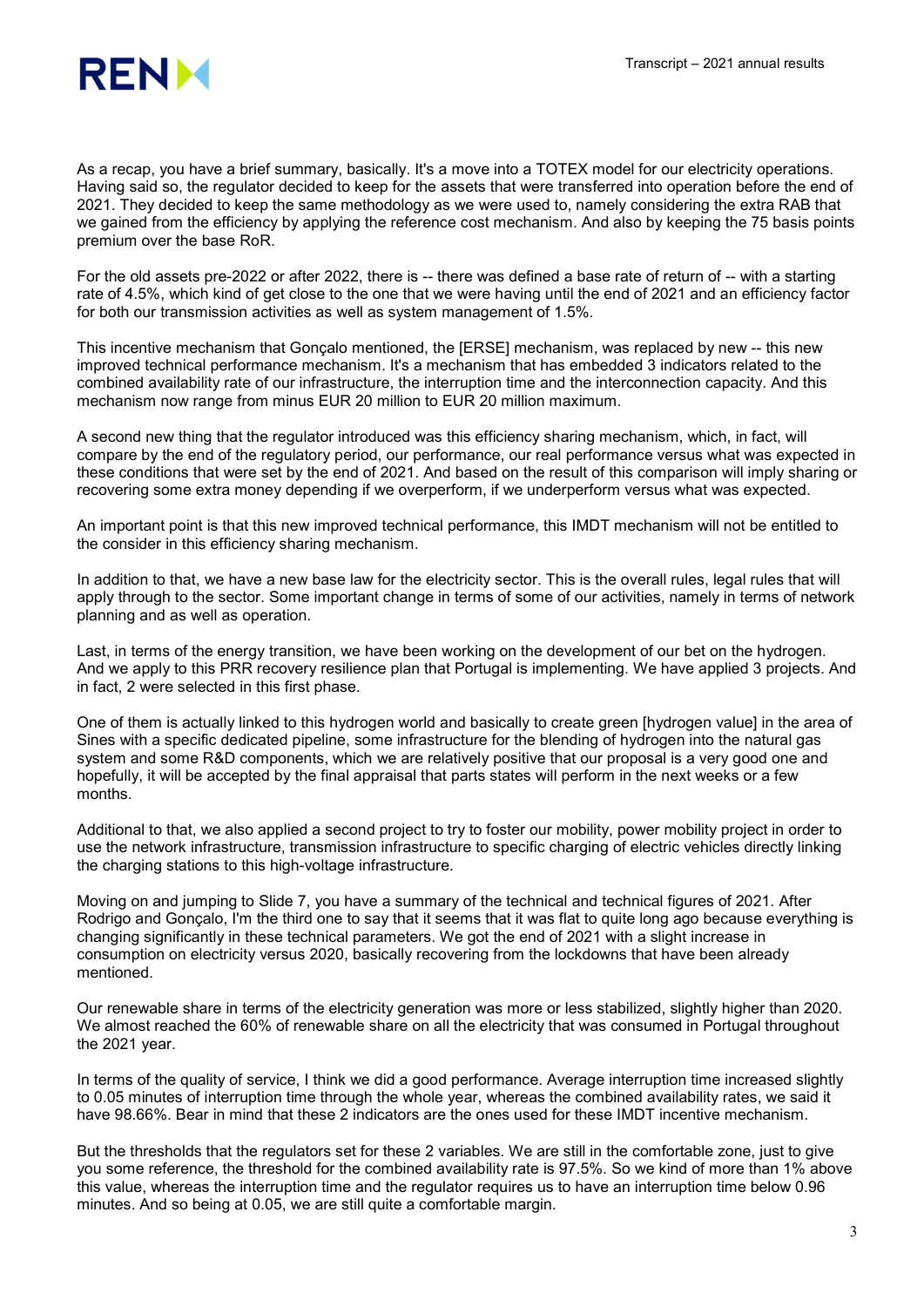As a recap, you have a brief summary, basically. It's a move into a TOTEX model for our electricity operations. Having said so, the regulator decided to keep for the assets that were transferred into operation before the end of 2021. They decided to keep the same methodology as we were used to, namely considering the extra RAB that we gained from the efficiency by applying the reference cost mechanism. And also by keeping the 75 basis points premium over the base RoR.

For the old assets pre-2022 or after 2022, there is -- there was defined a base rate of return of -- with a starting rate of 4.5%, which kind of get close to the one that we were having until the end of 2021 and an efficiency factor for both our transmission activities as well as system management of 1.5%.

This incentive mechanism that Gonçalo mentioned, the [ERSE] mechanism, was replaced by new -- this new improved technical performance mechanism. It's a mechanism that has embedded 3 indicators related to the combined availability rate of our infrastructure, the interruption time and the interconnection capacity. And this mechanism now range from minus EUR 20 million to EUR 20 million maximum.

A second new thing that the regulator introduced was this efficiency sharing mechanism, which, in fact, will compare by the end of the regulatory period, our performance, our real performance versus what was expected in these conditions that were set by the end of 2021. And based on the result of this comparison will imply sharing or recovering some extra money depending if we overperform, if we underperform versus what was expected.

An important point is that this new improved technical performance, this IMDT mechanism will not be entitled to the consider in this efficiency sharing mechanism.

In addition to that, we have a new base law for the electricity sector. This is the overall rules, legal rules that will apply through to the sector. Some important change in terms of some of our activities, namely in terms of network planning and as well as operation.

Last, in terms of the energy transition, we have been working on the development of our bet on the hydrogen. And we apply to this PRR recovery resilience plan that Portugal is implementing. We have applied 3 projects. And in fact, 2 were selected in this first phase.

One of them is actually linked to this hydrogen world and basically to create green [hydrogen value] in the area of Sines with a specific dedicated pipeline, some infrastructure for the blending of hydrogen into the natural gas system and some R&D components, which we are relatively positive that our proposal is a very good one and hopefully, it will be accepted by the final appraisal that parts states will perform in the next weeks or a few months.

Additional to that, we also applied a second project to try to foster our mobility, power mobility project in order to use the network infrastructure, transmission infrastructure to specific charging of electric vehicles directly linking the charging stations to this high-voltage infrastructure.

Moving on and jumping to Slide 7, you have a summary of the technical and technical figures of 2021. After Rodrigo and Gonçalo, I'm the third one to say that it seems that it was flat to quite long ago because everything is changing significantly in these technical parameters. We got the end of 2021 with a slight increase in consumption on electricity versus 2020, basically recovering from the lockdowns that have been already mentioned.

Our renewable share in terms of the electricity generation was more or less stabilized, slightly higher than 2020. We almost reached the 60% of renewable share on all the electricity that was consumed in Portugal throughout the 2021 year.

In terms of the quality of service, I think we did a good performance. Average interruption time increased slightly to 0.05 minutes of interruption time through the whole year, whereas the combined availability rates, we said it have 98.66%. Bear in mind that these 2 indicators are the ones used for these IMDT incentive mechanism.

But the thresholds that the regulators set for these 2 variables. We are still in the comfortable zone, just to give you some reference, the threshold for the combined availability rate is 97.5%. So we kind of more than 1% above this value, whereas the interruption time and the regulator requires us to have an interruption time below 0.96 minutes. And so being at 0.05, we are still quite a comfortable margin.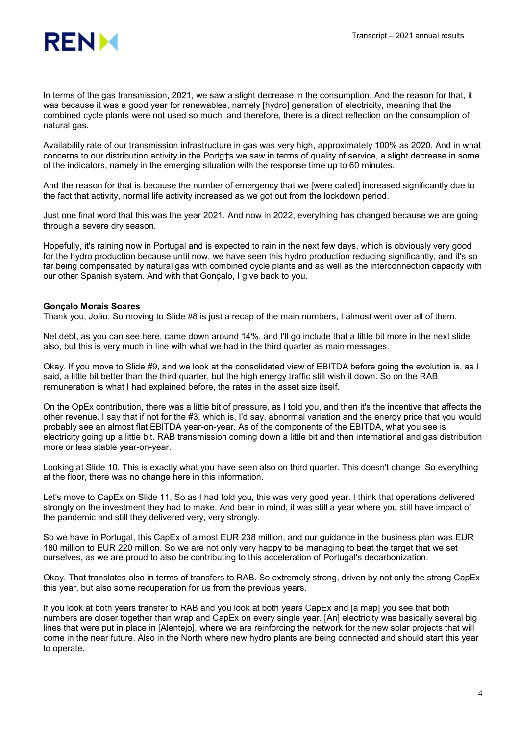In terms of the gas transmission, 2021, we saw a slight decrease in the consumption. And the reason for that, it was because it was a good year for renewables, namely [hydro] generation of electricity, meaning that the combined cycle plants were not used so much, and therefore, there is a direct reflection on the consumption of natural gas.

Availability rate of our transmission infrastructure in gas was very high, approximately 100% as 2020. And in what concerns to our distribution activity in the Portg‡s we saw in terms of quality of service, a slight decrease in some of the indicators, namely in the emerging situation with the response time up to 60 minutes.

And the reason for that is because the number of emergency that we [were called] increased significantly due to the fact that activity, normal life activity increased as we got out from the lockdown period.

Just one final word that this was the year 2021. And now in 2022, everything has changed because we are going through a severe dry season.

Hopefully, it's raining now in Portugal and is expected to rain in the next few days, which is obviously very good for the hydro production because until now, we have seen this hydro production reducing significantly, and it's so far being compensated by natural gas with combined cycle plants and as well as the interconnection capacity with our other Spanish system. And with that Gonçalo, I give back to you.

**Gonçalo Morais Soares**
Thank you, João. So moving to Slide #8 is just a recap of the main numbers, I almost went over all of them.

Net debt, as you can see here, came down around 14%, and I'll go include that a little bit more in the next slide also, but this is very much in line with what we had in the third quarter as main messages.

Okay. If you move to Slide #9, and we look at the consolidated view of EBITDA before going the evolution is, as I said, a little bit better than the third quarter, but the high energy traffic still wish it down. So on the RAB remuneration is what I had explained before, the rates in the asset size itself.

On the OpEx contribution, there was a little bit of pressure, as I told you, and then it's the incentive that affects the other revenue. I say that if not for the #3, which is, I'd say, abnormal variation and the energy price that you would probably see an almost flat EBITDA year-on-year. As of the components of the EBITDA, what you see is electricity going up a little bit. RAB transmission coming down a little bit and then international and gas distribution more or less stable year-on-year.

Looking at Slide 10. This is exactly what you have seen also on third quarter. This doesn't change. So everything at the floor, there was no change here in this information.

Let's move to CapEx on Slide 11. So as I had told you, this was very good year. I think that operations delivered strongly on the investment they had to make. And bear in mind, it was still a year where you still have impact of the pandemic and still they delivered very, very strongly.

So we have in Portugal, this CapEx of almost EUR 238 million, and our guidance in the business plan was EUR 180 million to EUR 220 million. So we are not only very happy to be managing to beat the target that we set ourselves, as we are proud to also be contributing to this acceleration of Portugal's decarbonization.

Okay. That translates also in terms of transfers to RAB. So extremely strong, driven by not only the strong CapEx this year, but also some recuperation for us from the previous years.

If you look at both years transfer to RAB and you look at both years CapEx and [a map] you see that both numbers are closer together than wrap and CapEx on every single year. [An] electricity was basically several big lines that were put in place in [Alentejo], where we are reinforcing the network for the new solar projects that will come in the near future. Also in the North where new hydro plants are being connected and should start this year to operate.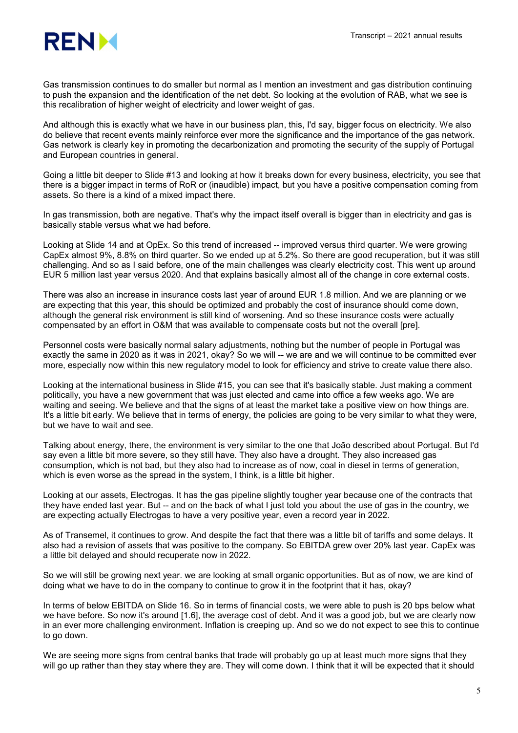Gas transmission continues to do smaller but normal as I mention an investment and gas distribution continuing to push the expansion and the identification of the net debt. So looking at the evolution of RAB, what we see is this recalibration of higher weight of electricity and lower weight of gas.

And although this is exactly what we have in our business plan, this, I'd say, bigger focus on electricity. We also do believe that recent events mainly reinforce ever more the significance and the importance of the gas network. Gas network is clearly key in promoting the decarbonization and promoting the security of the supply of Portugal and European countries in general.

Going a little bit deeper to Slide #13 and looking at how it breaks down for every business, electricity, you see that there is a bigger impact in terms of RoR or (inaudible) impact, but you have a positive compensation coming from assets. So there is a kind of a mixed impact there.

In gas transmission, both are negative. That's why the impact itself overall is bigger than in electricity and gas is basically stable versus what we had before.

Looking at Slide 14 and at OpEx. So this trend of increased -- improved versus third quarter. We were growing CapEx almost 9%, 8.8% on third quarter. So we ended up at 5.2%. So there are good recuperation, but it was still challenging. And so as I said before, one of the main challenges was clearly electricity cost. This went up around EUR 5 million last year versus 2020. And that explains basically almost all of the change in core external costs.

There was also an increase in insurance costs last year of around EUR 1.8 million. And we are planning or we are expecting that this year, this should be optimized and probably the cost of insurance should come down, although the general risk environment is still kind of worsening. And so these insurance costs were actually compensated by an effort in O&M that was available to compensate costs but not the overall [pre].

Personnel costs were basically normal salary adjustments, nothing but the number of people in Portugal was exactly the same in 2020 as it was in 2021, okay? So we will -- we are and we will continue to be committed ever more, especially now within this new regulatory model to look for efficiency and strive to create value there also.

Looking at the international business in Slide #15, you can see that it's basically stable. Just making a comment politically, you have a new government that was just elected and came into office a few weeks ago. We are waiting and seeing. We believe and that the signs of at least the market take a positive view on how things are. It's a little bit early. We believe that in terms of energy, the policies are going to be very similar to what they were, but we have to wait and see.

Talking about energy, there, the environment is very similar to the one that João described about Portugal. But I'd say even a little bit more severe, so they still have. They also have a drought. They also increased gas consumption, which is not bad, but they also had to increase as of now, coal in diesel in terms of generation, which is even worse as the spread in the system, I think, is a little bit higher.

Looking at our assets, Electrogas. It has the gas pipeline slightly tougher year because one of the contracts that they have ended last year. But -- and on the back of what I just told you about the use of gas in the country, we are expecting actually Electrogas to have a very positive year, even a record year in 2022.

As of Transemel, it continues to grow. And despite the fact that there was a little bit of tariffs and some delays. It also had a revision of assets that was positive to the company. So EBITDA grew over 20% last year. CapEx was a little bit delayed and should recuperate now in 2022.

So we will still be growing next year. we are looking at small organic opportunities. But as of now, we are kind of doing what we have to do in the company to continue to grow it in the footprint that it has, okay?

In terms of below EBITDA on Slide 16. So in terms of financial costs, we were able to push is 20 bps below what we have before. So now it's around [1.6], the average cost of debt. And it was a good job, but we are clearly now in an ever more challenging environment. Inflation is creeping up. And so we do not expect to see this to continue to go down.

We are seeing more signs from central banks that trade will probably go up at least much more signs that they will go up rather than they stay where they are. They will come down. I think that it will be expected that it should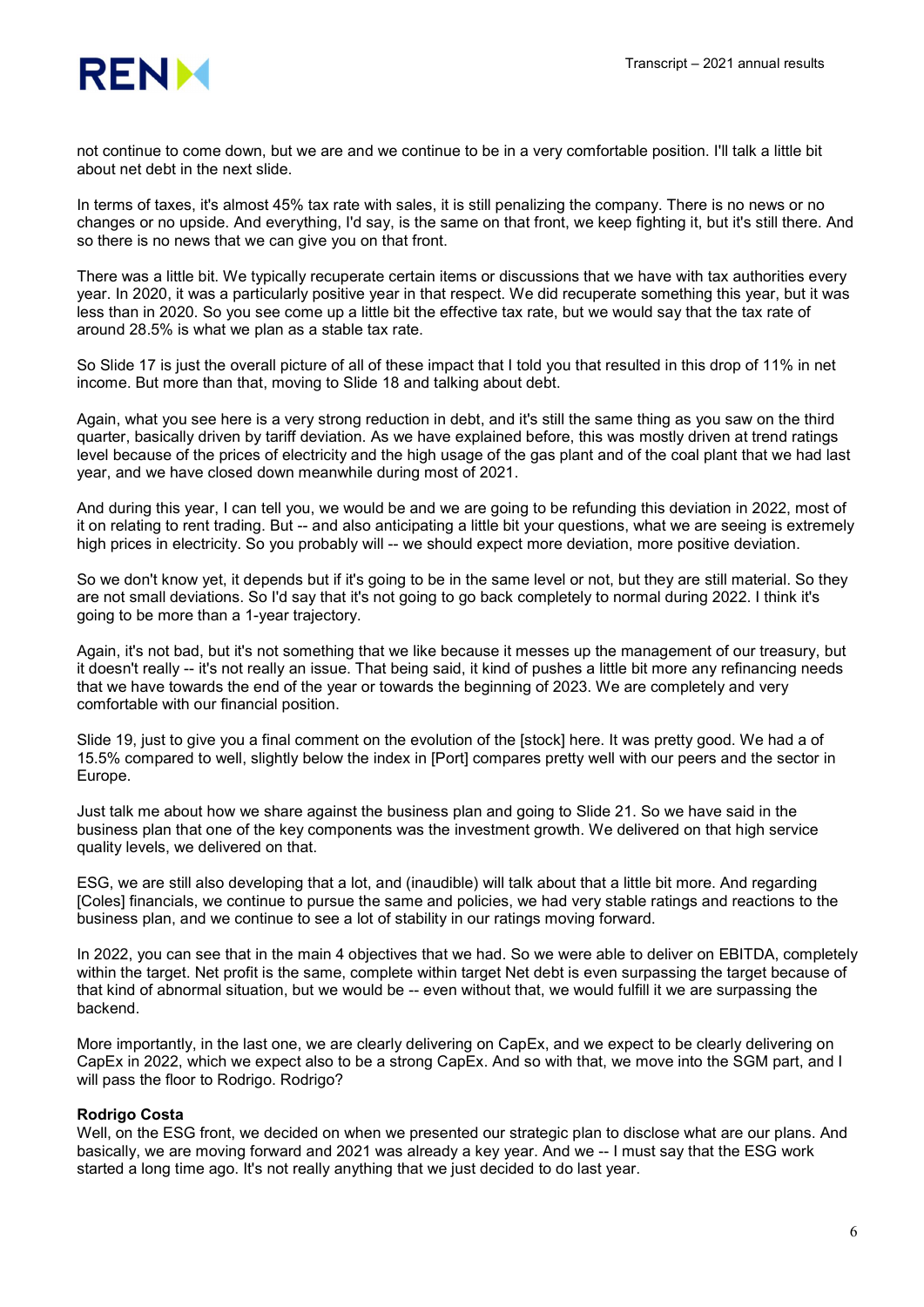not continue to come down, but we are and we continue to be in a very comfortable position. I'll talk a little bit about net debt in the next slide.

In terms of taxes, it's almost 45% tax rate with sales, it is still penalizing the company. There is no news or no changes or no upside. And everything, I'd say, is the same on that front, we keep fighting it, but it's still there. And so there is no news that we can give you on that front.

There was a little bit. We typically recuperate certain items or discussions that we have with tax authorities every year. In 2020, it was a particularly positive year in that respect. We did recuperate something this year, but it was less than in 2020. So you see come up a little bit the effective tax rate, but we would say that the tax rate of around 28.5% is what we plan as a stable tax rate.

So Slide 17 is just the overall picture of all of these impact that I told you that resulted in this drop of 11% in net income. But more than that, moving to Slide 18 and talking about debt.

Again, what you see here is a very strong reduction in debt, and it's still the same thing as you saw on the third quarter, basically driven by tariff deviation. As we have explained before, this was mostly driven at trend ratings level because of the prices of electricity and the high usage of the gas plant and of the coal plant that we had last year, and we have closed down meanwhile during most of 2021.

And during this year, I can tell you, we would be and we are going to be refunding this deviation in 2022, most of it on relating to rent trading. But -- and also anticipating a little bit your questions, what we are seeing is extremely high prices in electricity. So you probably will -- we should expect more deviation, more positive deviation.

So we don't know yet, it depends but if it's going to be in the same level or not, but they are still material. So they are not small deviations. So I'd say that it's not going to go back completely to normal during 2022. I think it's going to be more than a 1-year trajectory.

Again, it's not bad, but it's not something that we like because it messes up the management of our treasury, but it doesn't really -- it's not really an issue. That being said, it kind of pushes a little bit more any refinancing needs that we have towards the end of the year or towards the beginning of 2023. We are completely and very comfortable with our financial position.

Slide 19, just to give you a final comment on the evolution of the [stock] here. It was pretty good. We had a of 15.5% compared to well, slightly below the index in [Port] compares pretty well with our peers and the sector in Europe.

Just talk me about how we share against the business plan and going to Slide 21. So we have said in the business plan that one of the key components was the investment growth. We delivered on that high service quality levels, we delivered on that.

ESG, we are still also developing that a lot, and (inaudible) will talk about that a little bit more. And regarding [Coles] financials, we continue to pursue the same and policies, we had very stable ratings and reactions to the business plan, and we continue to see a lot of stability in our ratings moving forward.

In 2022, you can see that in the main 4 objectives that we had. So we were able to deliver on EBITDA, completely within the target. Net profit is the same, complete within target Net debt is even surpassing the target because of that kind of abnormal situation, but we would be -- even without that, we would fulfill it we are surpassing the backend.

More importantly, in the last one, we are clearly delivering on CapEx, and we expect to be clearly delivering on CapEx in 2022, which we expect also to be a strong CapEx. And so with that, we move into the SGM part, and I will pass the floor to Rodrigo. Rodrigo?

**Rodrigo Costa**

Well, on the ESG front, we decided on when we presented our strategic plan to disclose what are our plans. And basically, we are moving forward and 2021 was already a key year. And we -- I must say that the ESG work started a long time ago. It's not really anything that we just decided to do last year.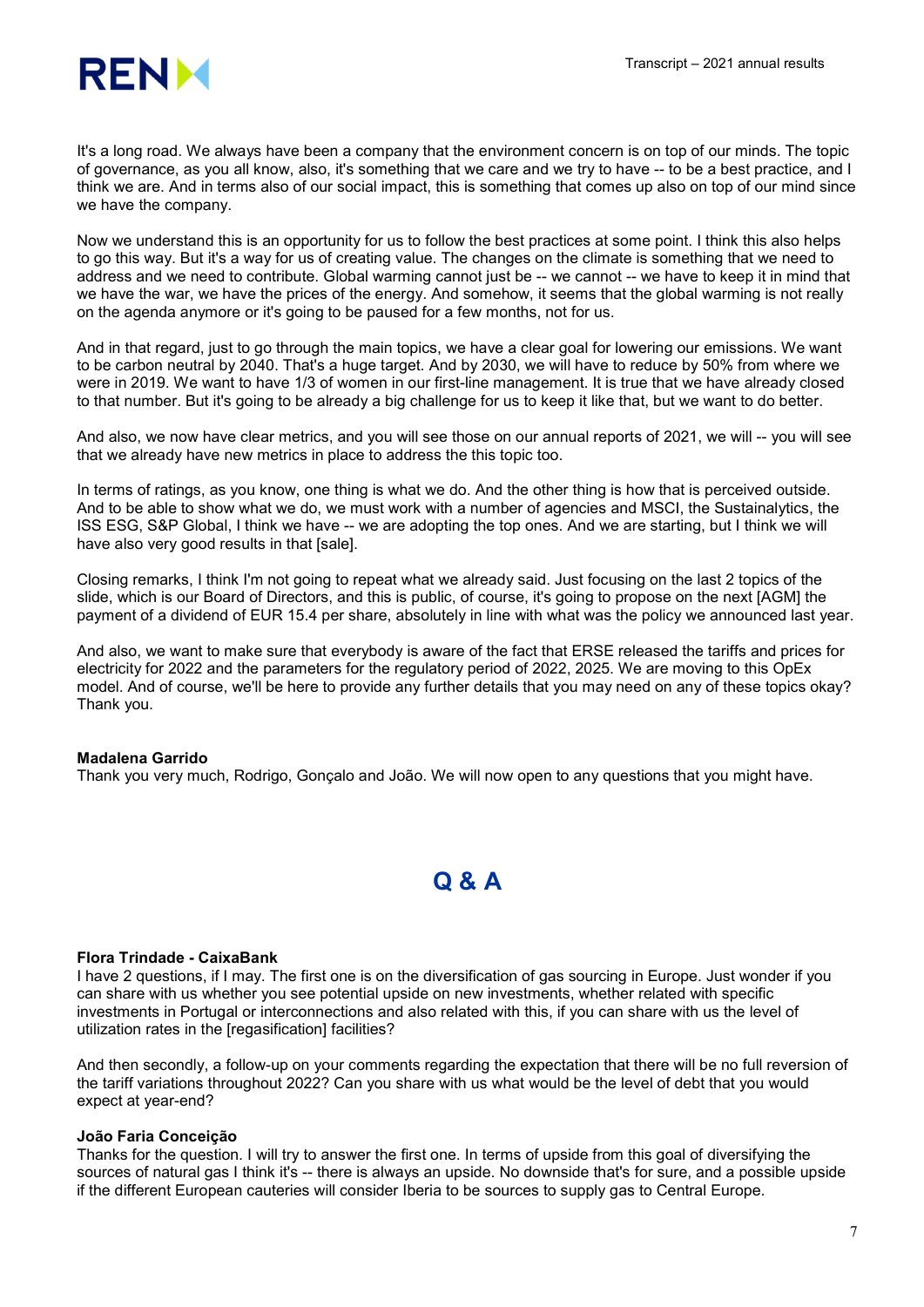It's a long road. We always have been a company that the environment concern is on top of our minds. The topic of governance, as you all know, also, it's something that we care and we try to have -- to be a best practice, and I think we are. And in terms also of our social impact, this is something that comes up also on top of our mind since we have the company.

Now we understand this is an opportunity for us to follow the best practices at some point. I think this also helps to go this way. But it's a way for us of creating value. The changes on the climate is something that we need to address and we need to contribute. Global warming cannot just be -- we cannot -- we have to keep it in mind that we have the war, we have the prices of the energy. And somehow, it seems that the global warming is not really on the agenda anymore or it's going to be paused for a few months, not for us.

And in that regard, just to go through the main topics, we have a clear goal for lowering our emissions. We want to be carbon neutral by 2040. That's a huge target. And by 2030, we will have to reduce by 50% from where we were in 2019. We want to have 1/3 of women in our first-line management. It is true that we have already closed to that number. But it's going to be already a big challenge for us to keep it like that, but we want to do better.

And also, we now have clear metrics, and you will see those on our annual reports of 2021, we will -- you will see that we already have new metrics in place to address the this topic too.

In terms of ratings, as you know, one thing is what we do. And the other thing is how that is perceived outside. And to be able to show what we do, we must work with a number of agencies and MSCI, the Sustainalytics, the ISS ESG, S&P Global, I think we have -- we are adopting the top ones. And we are starting, but I think we will have also very good results in that [sale].

Closing remarks, I think I'm not going to repeat what we already said. Just focusing on the last 2 topics of the slide, which is our Board of Directors, and this is public, of course, it's going to propose on the next [AGM] the payment of a dividend of EUR 15.4 per share, absolutely in line with what was the policy we announced last year.

And also, we want to make sure that everybody is aware of the fact that ERSE released the tariffs and prices for electricity for 2022 and the parameters for the regulatory period of 2022, 2025. We are moving to this OpEx model. And of course, we'll be here to provide any further details that you may need on any of these topics okay? Thank you.

**Madalena Garrido**
Thank you very much, Rodrigo, Gonçalo and João. We will now open to any questions that you might have.

## Q & A

**Flora Trindade - CaixaBank**
I have 2 questions, if I may. The first one is on the diversification of gas sourcing in Europe. Just wonder if you can share with us whether you see potential upside on new investments, whether related with specific investments in Portugal or interconnections and also related with this, if you can share with us the level of utilization rates in the [regasification] facilities?

And then secondly, a follow-up on your comments regarding the expectation that there will be no full reversion of the tariff variations throughout 2022? Can you share with us what would be the level of debt that you would expect at year-end?

**João Faria Conceição**
Thanks for the question. I will try to answer the first one. In terms of upside from this goal of diversifying the sources of natural gas I think it's -- there is always an upside. No downside that's for sure, and a possible upside if the different European cauteries will consider Iberia to be sources to supply gas to Central Europe.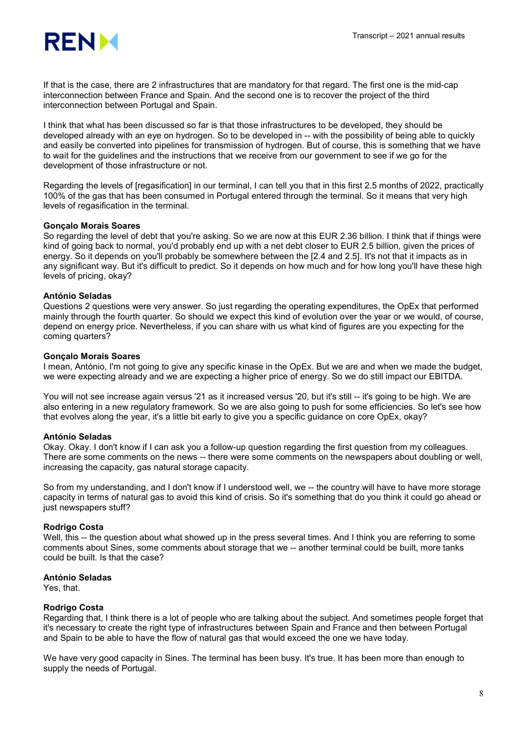If that is the case, there are 2 infrastructures that are mandatory for that regard. The first one is the mid-cap interconnection between France and Spain. And the second one is to recover the project of the third interconnection between Portugal and Spain.

I think that what has been discussed so far is that those infrastructures to be developed, they should be developed already with an eye on hydrogen. So to be developed in -- with the possibility of being able to quickly and easily be converted into pipelines for transmission of hydrogen. But of course, this is something that we have to wait for the guidelines and the instructions that we receive from our government to see if we go for the development of those infrastructure or not.

Regarding the levels of [regasification] in our terminal, I can tell you that in this first 2.5 months of 2022, practically 100% of the gas that has been consumed in Portugal entered through the terminal. So it means that very high levels of regasification in the terminal.

**Gonçalo Morais Soares**

So regarding the level of debt that you're asking. So we are now at this EUR 2.36 billion. I think that if things were kind of going back to normal, you'd probably end up with a net debt closer to EUR 2.5 billion, given the prices of energy. So it depends on you'll probably be somewhere between the [2.4 and 2.5]. It's not that it impacts as in any significant way. But it's difficult to predict. So it depends on how much and for how long you'll have these high levels of pricing, okay?

**António Seladas**

Questions 2 questions were very answer. So just regarding the operating expenditures, the OpEx that performed mainly through the fourth quarter. So should we expect this kind of evolution over the year or we would, of course, depend on energy price. Nevertheless, if you can share with us what kind of figures are you expecting for the coming quarters?

**Gonçalo Morais Soares**

I mean, António, I'm not going to give any specific kinase in the OpEx. But we are and when we made the budget, we were expecting already and we are expecting a higher price of energy. So we do still impact our EBITDA.

You will not see increase again versus '21 as it increased versus '20, but it's still -- it's going to be high. We are also entering in a new regulatory framework. So we are also going to push for some efficiencies. So let's see how that evolves along the year, it's a little bit early to give you a specific guidance on core OpEx, okay?

**António Seladas**

Okay. Okay. I don't know if I can ask you a follow-up question regarding the first question from my colleagues. There are some comments on the news -- there were some comments on the newspapers about doubling or well, increasing the capacity, gas natural storage capacity.

So from my understanding, and I don't know if I understood well, we -- the country will have to have more storage capacity in terms of natural gas to avoid this kind of crisis. So it's something that do you think it could go ahead or just newspapers stuff?

**Rodrigo Costa**

Well, this -- the question about what showed up in the press several times. And I think you are referring to some comments about Sines, some comments about storage that we -- another terminal could be built, more tanks could be built. Is that the case?

**António Seladas**

Yes, that.

**Rodrigo Costa**

Regarding that, I think there is a lot of people who are talking about the subject. And sometimes people forget that it's necessary to create the right type of infrastructures between Spain and France and then between Portugal and Spain to be able to have the flow of natural gas that would exceed the one we have today.

We have very good capacity in Sines. The terminal has been busy. It's true. It has been more than enough to supply the needs of Portugal.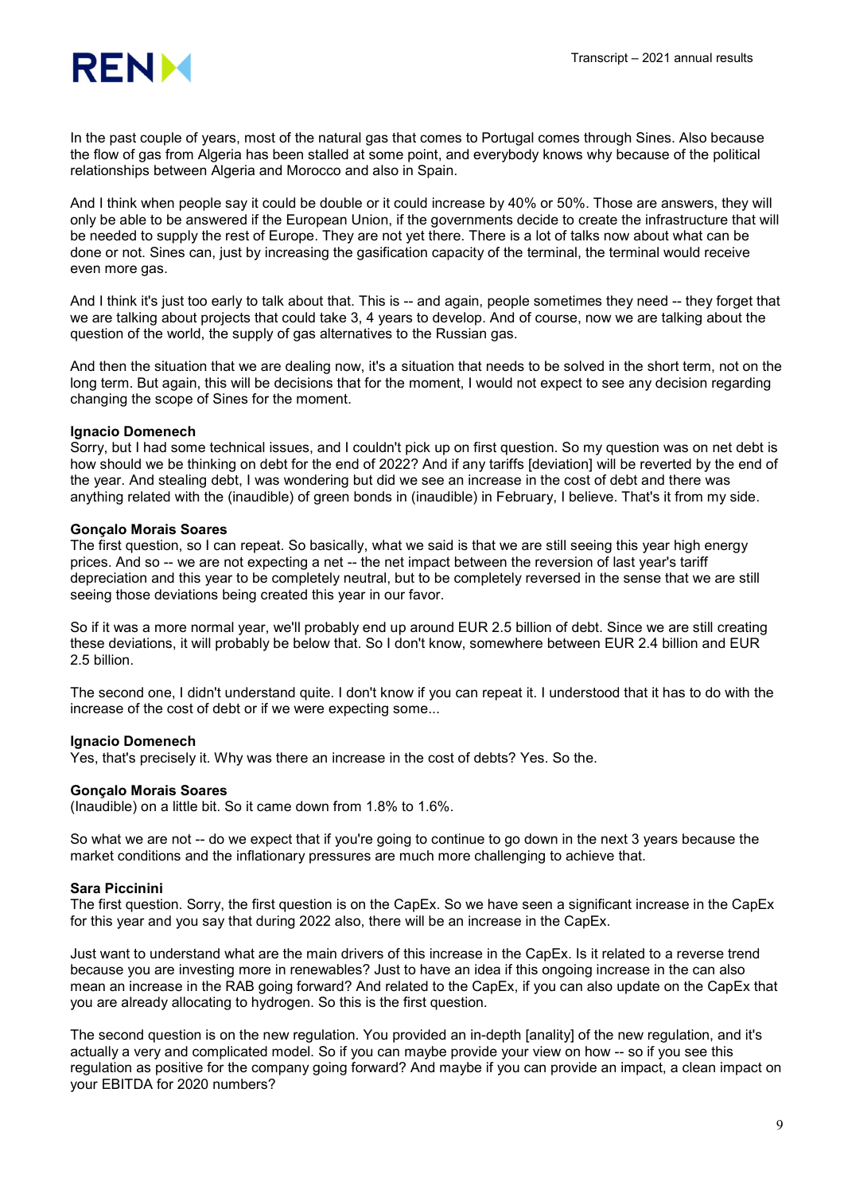In the past couple of years, most of the natural gas that comes to Portugal comes through Sines. Also because the flow of gas from Algeria has been stalled at some point, and everybody knows why because of the political relationships between Algeria and Morocco and also in Spain.

And I think when people say it could be double or it could increase by 40% or 50%. Those are answers, they will only be able to be answered if the European Union, if the governments decide to create the infrastructure that will be needed to supply the rest of Europe. They are not yet there. There is a lot of talks now about what can be done or not. Sines can, just by increasing the gasification capacity of the terminal, the terminal would receive even more gas.

And I think it's just too early to talk about that. This is -- and again, people sometimes they need -- they forget that we are talking about projects that could take 3, 4 years to develop. And of course, now we are talking about the question of the world, the supply of gas alternatives to the Russian gas.

And then the situation that we are dealing now, it's a situation that needs to be solved in the short term, not on the long term. But again, this will be decisions that for the moment, I would not expect to see any decision regarding changing the scope of Sines for the moment.

**Ignacio Domenech**
Sorry, but I had some technical issues, and I couldn't pick up on first question. So my question was on net debt is how should we be thinking on debt for the end of 2022? And if any tariffs [deviation] will be reverted by the end of the year. And stealing debt, I was wondering but did we see an increase in the cost of debt and there was anything related with the (inaudible) of green bonds in (inaudible) in February, I believe. That's it from my side.

**Gonçalo Morais Soares**
The first question, so I can repeat. So basically, what we said is that we are still seeing this year high energy prices. And so -- we are not expecting a net -- the net impact between the reversion of last year's tariff depreciation and this year to be completely neutral, but to be completely reversed in the sense that we are still seeing those deviations being created this year in our favor.

So if it was a more normal year, we'll probably end up around EUR 2.5 billion of debt. Since we are still creating these deviations, it will probably be below that. So I don't know, somewhere between EUR 2.4 billion and EUR 2.5 billion.

The second one, I didn't understand quite. I don't know if you can repeat it. I understood that it has to do with the increase of the cost of debt or if we were expecting some...

**Ignacio Domenech**
Yes, that's precisely it. Why was there an increase in the cost of debts? Yes. So the.

**Gonçalo Morais Soares**
(Inaudible) on a little bit. So it came down from 1.8% to 1.6%.

So what we are not -- do we expect that if you're going to continue to go down in the next 3 years because the market conditions and the inflationary pressures are much more challenging to achieve that.

**Sara Piccinini**
The first question. Sorry, the first question is on the CapEx. So we have seen a significant increase in the CapEx for this year and you say that during 2022 also, there will be an increase in the CapEx.

Just want to understand what are the main drivers of this increase in the CapEx. Is it related to a reverse trend because you are investing more in renewables? Just to have an idea if this ongoing increase in the can also mean an increase in the RAB going forward? And related to the CapEx, if you can also update on the CapEx that you are already allocating to hydrogen. So this is the first question.

The second question is on the new regulation. You provided an in-depth [anality] of the new regulation, and it's actually a very and complicated model. So if you can maybe provide your view on how -- so if you see this regulation as positive for the company going forward? And maybe if you can provide an impact, a clean impact on your EBITDA for 2020 numbers?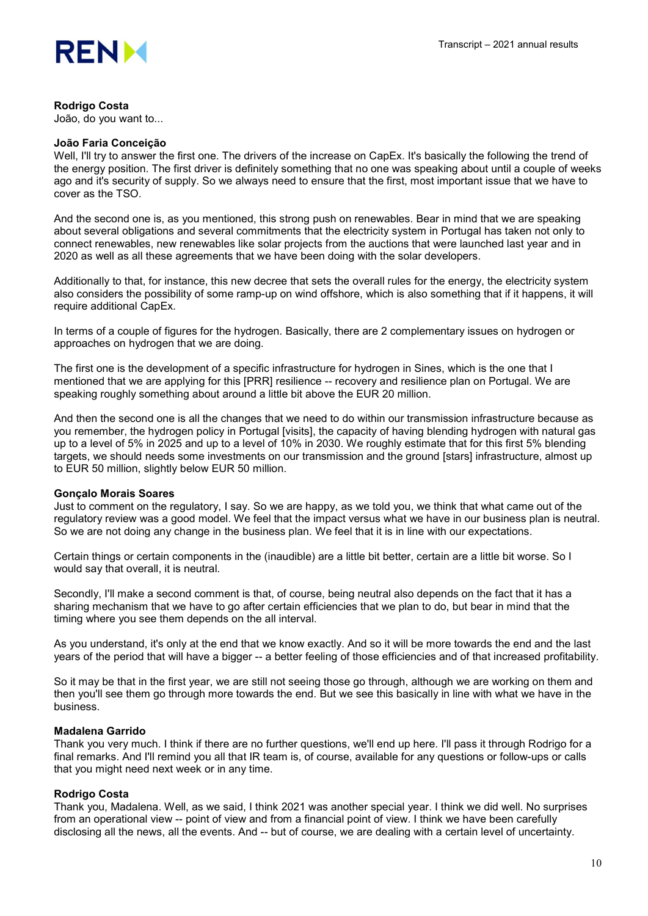**Rodrigo Costa**
João, do you want to...

**João Faria Conceição**
Well, I'll try to answer the first one. The drivers of the increase on CapEx. It's basically the following the trend of the energy position. The first driver is definitely something that no one was speaking about until a couple of weeks ago and it's security of supply. So we always need to ensure that the first, most important issue that we have to cover as the TSO.

And the second one is, as you mentioned, this strong push on renewables. Bear in mind that we are speaking about several obligations and several commitments that the electricity system in Portugal has taken not only to connect renewables, new renewables like solar projects from the auctions that were launched last year and in 2020 as well as all these agreements that we have been doing with the solar developers.

Additionally to that, for instance, this new decree that sets the overall rules for the energy, the electricity system also considers the possibility of some ramp-up on wind offshore, which is also something that if it happens, it will require additional CapEx.

In terms of a couple of figures for the hydrogen. Basically, there are 2 complementary issues on hydrogen or approaches on hydrogen that we are doing.

The first one is the development of a specific infrastructure for hydrogen in Sines, which is the one that I mentioned that we are applying for this [PRR] resilience -- recovery and resilience plan on Portugal. We are speaking roughly something about around a little bit above the EUR 20 million.

And then the second one is all the changes that we need to do within our transmission infrastructure because as you remember, the hydrogen policy in Portugal [visits], the capacity of having blending hydrogen with natural gas up to a level of 5% in 2025 and up to a level of 10% in 2030. We roughly estimate that for this first 5% blending targets, we should needs some investments on our transmission and the ground [stars] infrastructure, almost up to EUR 50 million, slightly below EUR 50 million.

**Gonçalo Morais Soares**
Just to comment on the regulatory, I say. So we are happy, as we told you, we think that what came out of the regulatory review was a good model. We feel that the impact versus what we have in our business plan is neutral. So we are not doing any change in the business plan. We feel that it is in line with our expectations.

Certain things or certain components in the (inaudible) are a little bit better, certain are a little bit worse. So I would say that overall, it is neutral.

Secondly, I'll make a second comment is that, of course, being neutral also depends on the fact that it has a sharing mechanism that we have to go after certain efficiencies that we plan to do, but bear in mind that the timing where you see them depends on the all interval.

As you understand, it's only at the end that we know exactly. And so it will be more towards the end and the last years of the period that will have a bigger -- a better feeling of those efficiencies and of that increased profitability.

So it may be that in the first year, we are still not seeing those go through, although we are working on them and then you'll see them go through more towards the end. But we see this basically in line with what we have in the business.

**Madalena Garrido**
Thank you very much. I think if there are no further questions, we'll end up here. I'll pass it through Rodrigo for a final remarks. And I'll remind you all that IR team is, of course, available for any questions or follow-ups or calls that you might need next week or in any time.

**Rodrigo Costa**
Thank you, Madalena. Well, as we said, I think 2021 was another special year. I think we did well. No surprises from an operational view -- point of view and from a financial point of view. I think we have been carefully disclosing all the news, all the events. And -- but of course, we are dealing with a certain level of uncertainty.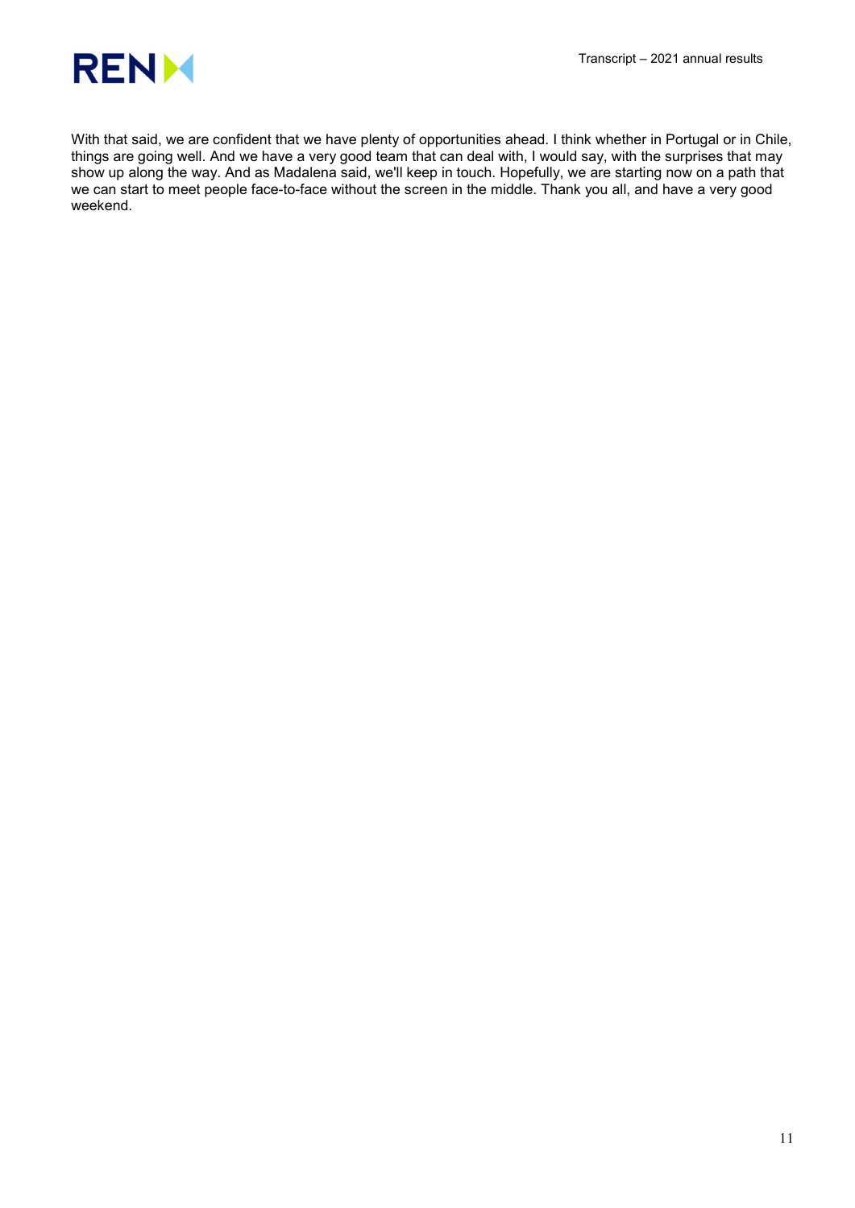With that said, we are confident that we have plenty of opportunities ahead. I think whether in Portugal or in Chile, things are going well. And we have a very good team that can deal with, I would say, with the surprises that may show up along the way. And as Madalena said, we'll keep in touch. Hopefully, we are starting now on a path that we can start to meet people face-to-face without the screen in the middle. Thank you all, and have a very good weekend.